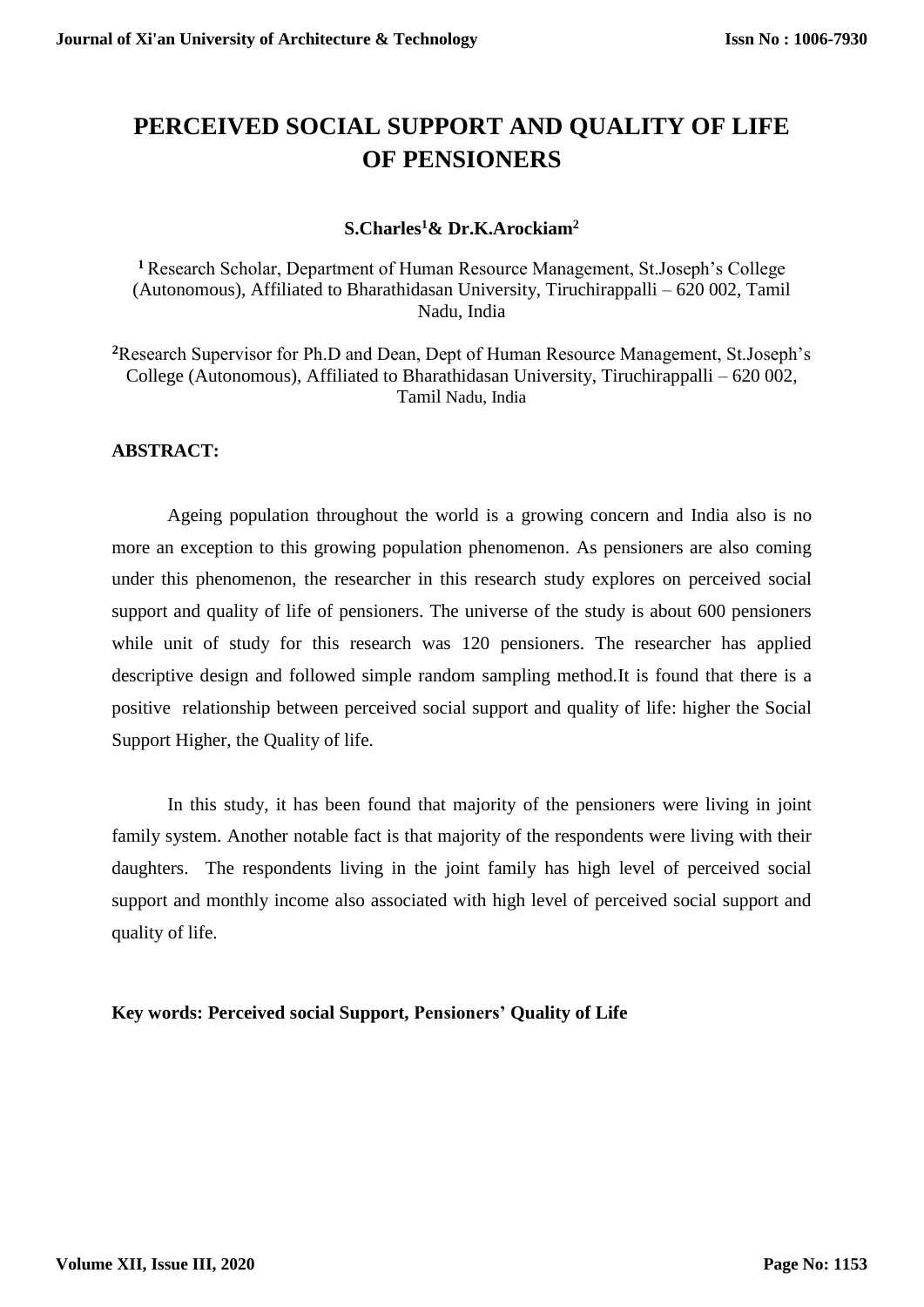# PERCEIVED SOCIAL SUPPORT AND QUALITY OF LIFE OF PENSIONERS

**S.Charles[1]& Dr.K.Arockiam[2]**

[1] Research Scholar, Department of Human Resource Management, St.Joseph's College (Autonomous), Affiliated to Bharathidasan University, Tiruchirappalli – 620 002, Tamil Nadu, India

[2]Research Supervisor for Ph.D and Dean, Dept of Human Resource Management, St.Joseph's College (Autonomous), Affiliated to Bharathidasan University, Tiruchirappalli – 620 002, Tamil Nadu, India

**ABSTRACT:**

Ageing population throughout the world is a growing concern and India also is no more an exception to this growing population phenomenon. As pensioners are also coming under this phenomenon, the researcher in this research study explores on perceived social support and quality of life of pensioners. The universe of the study is about 600 pensioners while unit of study for this research was 120 pensioners. The researcher has applied descriptive design and followed simple random sampling method.It is found that there is a positive relationship between perceived social support and quality of life: higher the Social Support Higher, the Quality of life.

In this study, it has been found that majority of the pensioners were living in joint family system. Another notable fact is that majority of the respondents were living with their daughters. The respondents living in the joint family has high level of perceived social support and monthly income also associated with high level of perceived social support and quality of life.

**Key words: Perceived social Support, Pensioners' Quality of Life**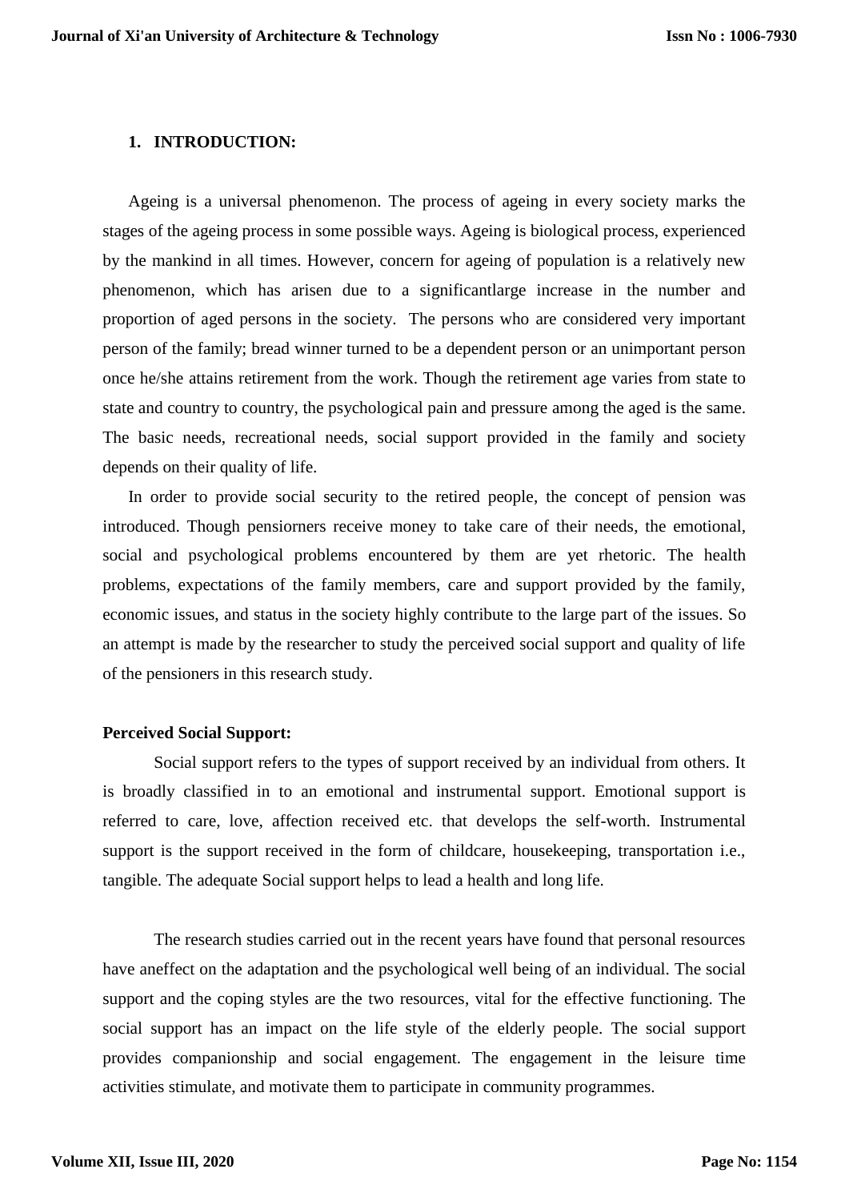## 1. INTRODUCTION:

Ageing is a universal phenomenon. The process of ageing in every society marks the stages of the ageing process in some possible ways. Ageing is biological process, experienced by the mankind in all times. However, concern for ageing of population is a relatively new phenomenon, which has arisen due to a significantlarge increase in the number and proportion of aged persons in the society. The persons who are considered very important person of the family; bread winner turned to be a dependent person or an unimportant person once he/she attains retirement from the work. Though the retirement age varies from state to state and country to country, the psychological pain and pressure among the aged is the same. The basic needs, recreational needs, social support provided in the family and society depends on their quality of life.

In order to provide social security to the retired people, the concept of pension was introduced. Though pensiorners receive money to take care of their needs, the emotional, social and psychological problems encountered by them are yet rhetoric. The health problems, expectations of the family members, care and support provided by the family, economic issues, and status in the society highly contribute to the large part of the issues. So an attempt is made by the researcher to study the perceived social support and quality of life of the pensioners in this research study.

**Perceived Social Support:**

Social support refers to the types of support received by an individual from others. It is broadly classified in to an emotional and instrumental support. Emotional support is referred to care, love, affection received etc. that develops the self-worth. Instrumental support is the support received in the form of childcare, housekeeping, transportation i.e., tangible. The adequate Social support helps to lead a health and long life.

The research studies carried out in the recent years have found that personal resources have aneffect on the adaptation and the psychological well being of an individual. The social support and the coping styles are the two resources, vital for the effective functioning. The social support has an impact on the life style of the elderly people. The social support provides companionship and social engagement. The engagement in the leisure time activities stimulate, and motivate them to participate in community programmes.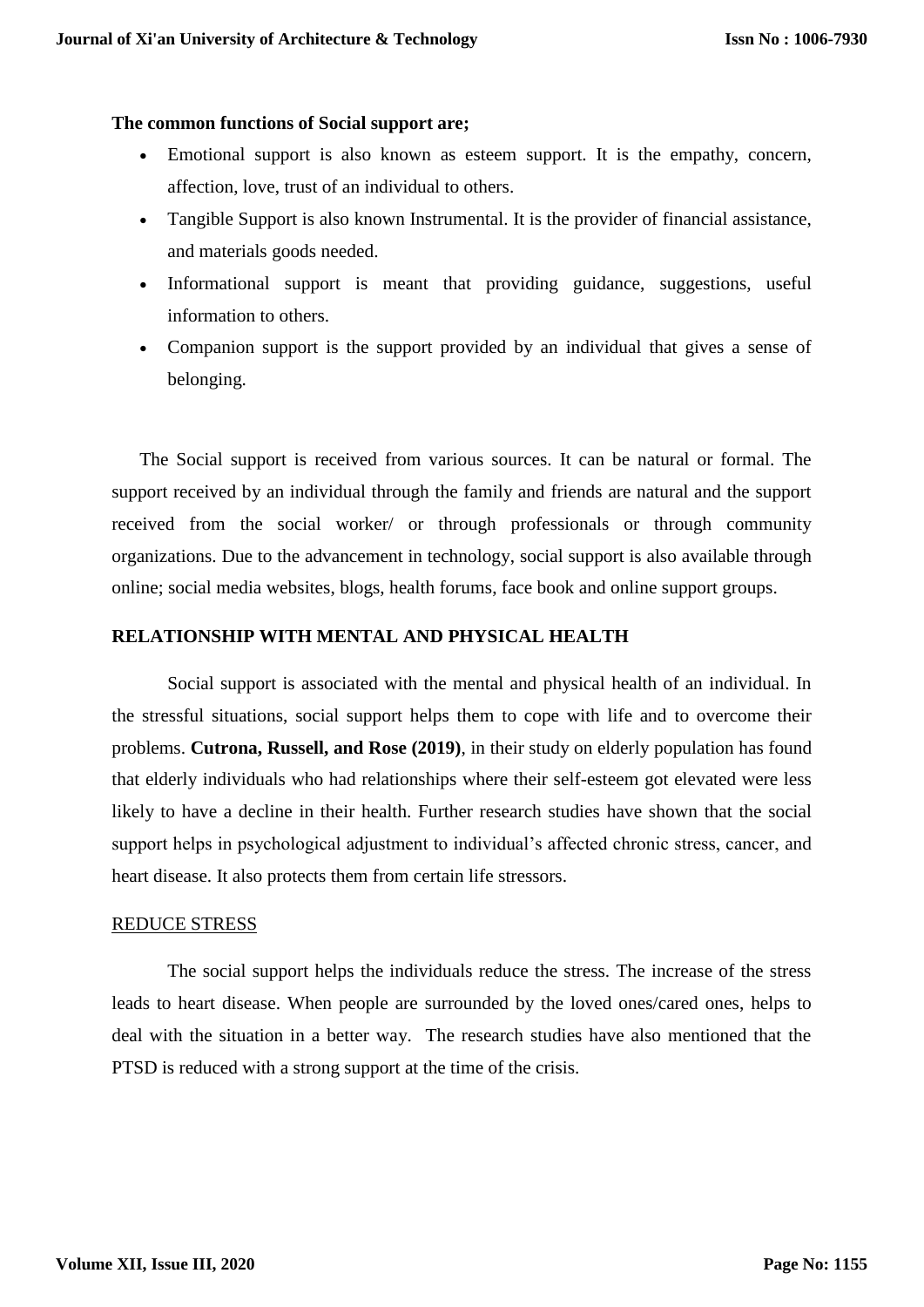**The common functions of Social support are;**

- Emotional support is also known as esteem support. It is the empathy, concern, affection, love, trust of an individual to others.
- Tangible Support is also known Instrumental. It is the provider of financial assistance, and materials goods needed.
- Informational support is meant that providing guidance, suggestions, useful information to others.
- Companion support is the support provided by an individual that gives a sense of belonging.

The Social support is received from various sources. It can be natural or formal. The support received by an individual through the family and friends are natural and the support received from the social worker/ or through professionals or through community organizations. Due to the advancement in technology, social support is also available through online; social media websites, blogs, health forums, face book and online support groups.

## RELATIONSHIP WITH MENTAL AND PHYSICAL HEALTH

Social support is associated with the mental and physical health of an individual. In the stressful situations, social support helps them to cope with life and to overcome their problems. **Cutrona, Russell, and Rose (2019)**, in their study on elderly population has found that elderly individuals who had relationships where their self-esteem got elevated were less likely to have a decline in their health. Further research studies have shown that the social support helps in psychological adjustment to individual's affected chronic stress, cancer, and heart disease. It also protects them from certain life stressors.

### REDUCE STRESS

The social support helps the individuals reduce the stress. The increase of the stress leads to heart disease. When people are surrounded by the loved ones/cared ones, helps to deal with the situation in a better way. The research studies have also mentioned that the PTSD is reduced with a strong support at the time of the crisis.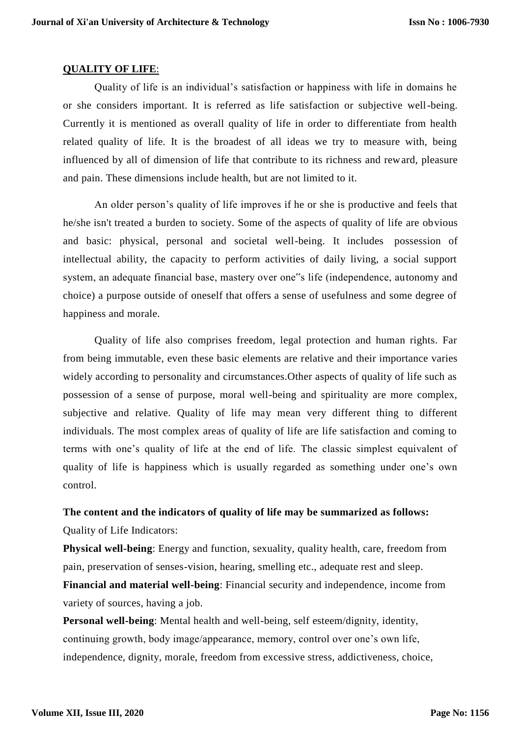## **QUALITY OF LIFE**:

Quality of life is an individual's satisfaction or happiness with life in domains he or she considers important. It is referred as life satisfaction or subjective well-being. Currently it is mentioned as overall quality of life in order to differentiate from health related quality of life. It is the broadest of all ideas we try to measure with, being influenced by all of dimension of life that contribute to its richness and reward, pleasure and pain. These dimensions include health, but are not limited to it.

An older person's quality of life improves if he or she is productive and feels that he/she isn't treated a burden to society. Some of the aspects of quality of life are obvious and basic: physical, personal and societal well-being. It includes possession of intellectual ability, the capacity to perform activities of daily living, a social support system, an adequate financial base, mastery over one"s life (independence, autonomy and choice) a purpose outside of oneself that offers a sense of usefulness and some degree of happiness and morale.

Quality of life also comprises freedom, legal protection and human rights. Far from being immutable, even these basic elements are relative and their importance varies widely according to personality and circumstances.Other aspects of quality of life such as possession of a sense of purpose, moral well-being and spirituality are more complex, subjective and relative. Quality of life may mean very different thing to different individuals. The most complex areas of quality of life are life satisfaction and coming to terms with one's quality of life at the end of life. The classic simplest equivalent of quality of life is happiness which is usually regarded as something under one's own control.

**The content and the indicators of quality of life may be summarized as follows:**

Quality of Life Indicators:

**Physical well-being**: Energy and function, sexuality, quality health, care, freedom from pain, preservation of senses-vision, hearing, smelling etc., adequate rest and sleep.

**Financial and material well-being**: Financial security and independence, income from variety of sources, having a job.

**Personal well-being**: Mental health and well-being, self esteem/dignity, identity, continuing growth, body image/appearance, memory, control over one's own life, independence, dignity, morale, freedom from excessive stress, addictiveness, choice,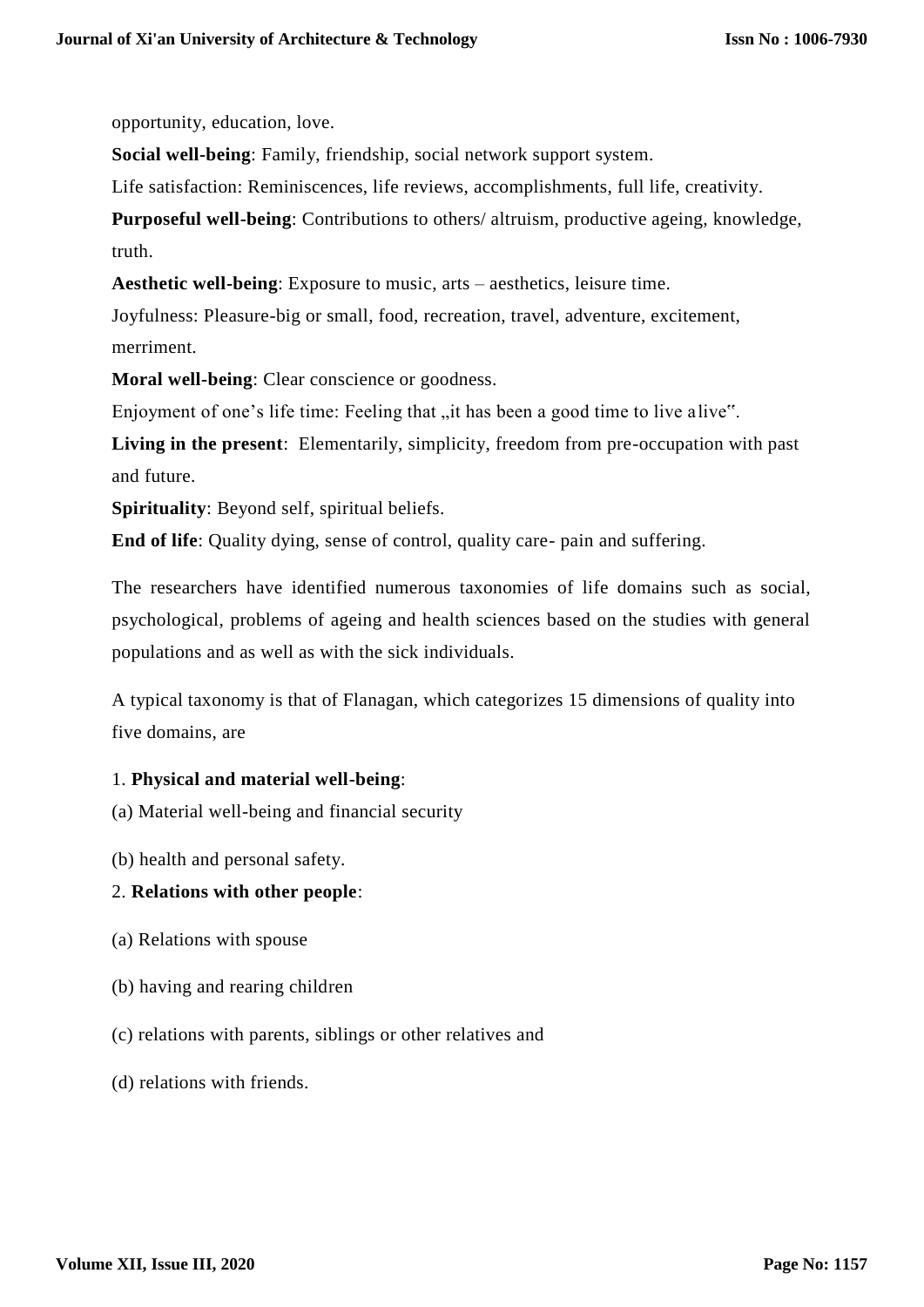opportunity, education, love.

**Social well-being**: Family, friendship, social network support system.

Life satisfaction: Reminiscences, life reviews, accomplishments, full life, creativity.

**Purposeful well-being**: Contributions to others/ altruism, productive ageing, knowledge, truth.

**Aesthetic well-being**: Exposure to music, arts – aesthetics, leisure time.

Joyfulness: Pleasure-big or small, food, recreation, travel, adventure, excitement, merriment.

**Moral well-being**: Clear conscience or goodness.

Enjoyment of one's life time: Feeling that „it has been a good time to live alive".

**Living in the present**: Elementarily, simplicity, freedom from pre-occupation with past and future.

**Spirituality**: Beyond self, spiritual beliefs.

**End of life**: Quality dying, sense of control, quality care- pain and suffering.

The researchers have identified numerous taxonomies of life domains such as social, psychological, problems of ageing and health sciences based on the studies with general populations and as well as with the sick individuals.

A typical taxonomy is that of Flanagan, which categorizes 15 dimensions of quality into five domains, are

1. **Physical and material well-being**:

(a) Material well-being and financial security

(b) health and personal safety.

2. **Relations with other people**:

(a) Relations with spouse

(b) having and rearing children

(c) relations with parents, siblings or other relatives and

(d) relations with friends.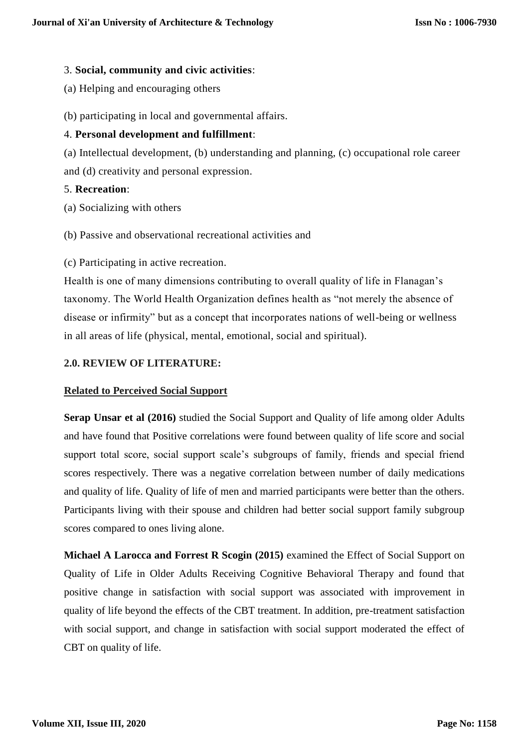3. **Social, community and civic activities**:

(a) Helping and encouraging others

(b) participating in local and governmental affairs.

4. **Personal development and fulfillment**:

(a) Intellectual development, (b) understanding and planning, (c) occupational role career and (d) creativity and personal expression.

5. **Recreation**:

(a) Socializing with others

(b) Passive and observational recreational activities and

(c) Participating in active recreation.

Health is one of many dimensions contributing to overall quality of life in Flanagan's taxonomy. The World Health Organization defines health as "not merely the absence of disease or infirmity" but as a concept that incorporates nations of well-being or wellness in all areas of life (physical, mental, emotional, social and spiritual).

## 2.0. REVIEW OF LITERATURE:

### Related to Perceived Social Support

**Serap Unsar et al (2016)** studied the Social Support and Quality of life among older Adults and have found that Positive correlations were found between quality of life score and social support total score, social support scale's subgroups of family, friends and special friend scores respectively. There was a negative correlation between number of daily medications and quality of life. Quality of life of men and married participants were better than the others. Participants living with their spouse and children had better social support family subgroup scores compared to ones living alone.

**Michael A Larocca and Forrest R Scogin (2015)** examined the Effect of Social Support on Quality of Life in Older Adults Receiving Cognitive Behavioral Therapy and found that positive change in satisfaction with social support was associated with improvement in quality of life beyond the effects of the CBT treatment. In addition, pre-treatment satisfaction with social support, and change in satisfaction with social support moderated the effect of CBT on quality of life.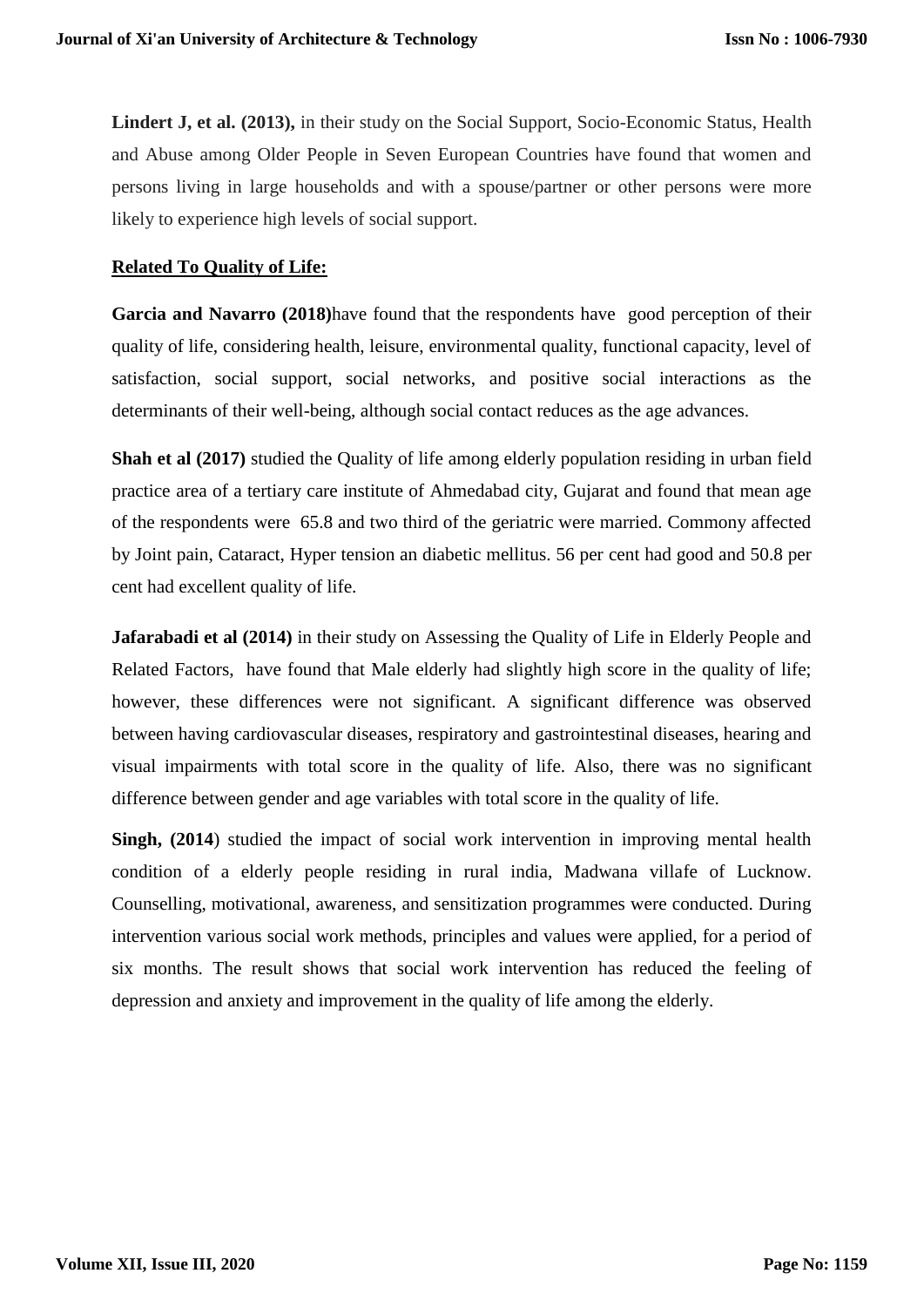**Lindert J, et al. (2013),** in their study on the Social Support, Socio-Economic Status, Health and Abuse among Older People in Seven European Countries have found that women and persons living in large households and with a spouse/partner or other persons were more likely to experience high levels of social support.

**Related To Quality of Life:**

**Garcia and Navarro (2018)**have found that the respondents have good perception of their quality of life, considering health, leisure, environmental quality, functional capacity, level of satisfaction, social support, social networks, and positive social interactions as the determinants of their well-being, although social contact reduces as the age advances.

**Shah et al (2017)** studied the Quality of life among elderly population residing in urban field practice area of a tertiary care institute of Ahmedabad city, Gujarat and found that mean age of the respondents were 65.8 and two third of the geriatric were married. Commony affected by Joint pain, Cataract, Hyper tension an diabetic mellitus. 56 per cent had good and 50.8 per cent had excellent quality of life.

**Jafarabadi et al (2014)** in their study on Assessing the Quality of Life in Elderly People and Related Factors, have found that Male elderly had slightly high score in the quality of life; however, these differences were not significant. A significant difference was observed between having cardiovascular diseases, respiratory and gastrointestinal diseases, hearing and visual impairments with total score in the quality of life. Also, there was no significant difference between gender and age variables with total score in the quality of life.

**Singh, (2014**) studied the impact of social work intervention in improving mental health condition of a elderly people residing in rural india, Madwana villafe of Lucknow. Counselling, motivational, awareness, and sensitization programmes were conducted. During intervention various social work methods, principles and values were applied, for a period of six months. The result shows that social work intervention has reduced the feeling of depression and anxiety and improvement in the quality of life among the elderly.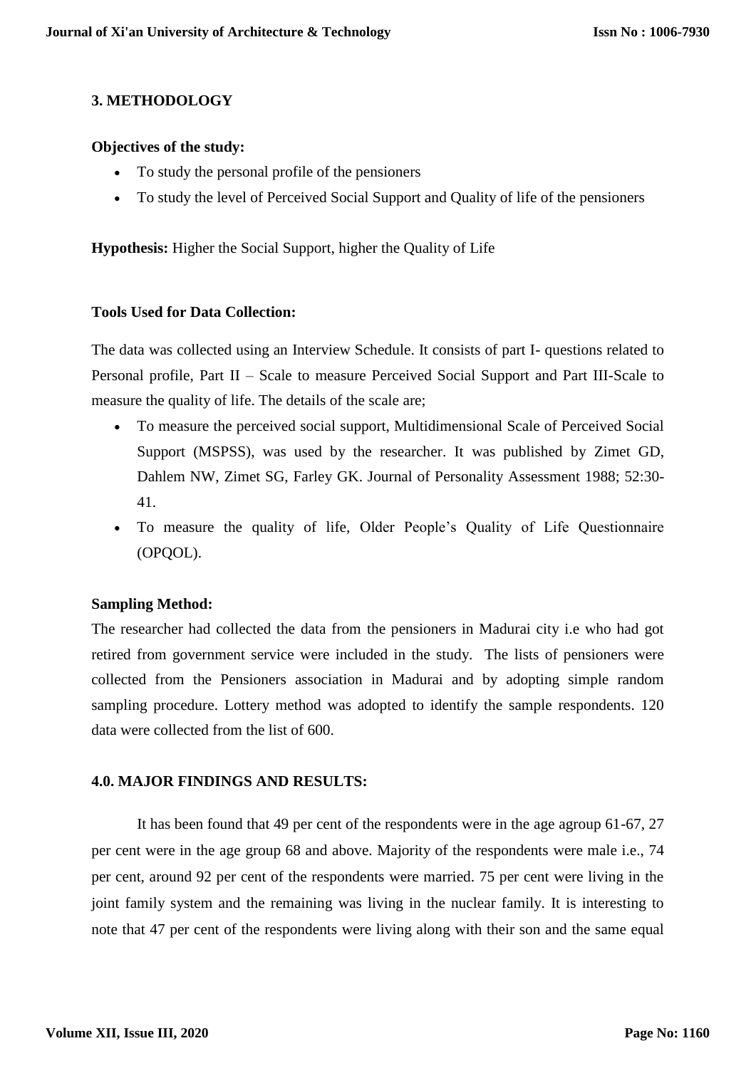## 3. METHODOLOGY

**Objectives of the study:**

- To study the personal profile of the pensioners
- To study the level of Perceived Social Support and Quality of life of the pensioners

**Hypothesis:** Higher the Social Support, higher the Quality of Life

**Tools Used for Data Collection:**

The data was collected using an Interview Schedule. It consists of part I- questions related to Personal profile, Part II – Scale to measure Perceived Social Support and Part III-Scale to measure the quality of life. The details of the scale are;

- To measure the perceived social support, Multidimensional Scale of Perceived Social Support (MSPSS), was used by the researcher. It was published by Zimet GD, Dahlem NW, Zimet SG, Farley GK. Journal of Personality Assessment 1988; 52:30-41.
- To measure the quality of life, Older People's Quality of Life Questionnaire (OPQOL).

**Sampling Method:**

The researcher had collected the data from the pensioners in Madurai city i.e who had got retired from government service were included in the study. The lists of pensioners were collected from the Pensioners association in Madurai and by adopting simple random sampling procedure. Lottery method was adopted to identify the sample respondents. 120 data were collected from the list of 600.

## 4.0. MAJOR FINDINGS AND RESULTS:

It has been found that 49 per cent of the respondents were in the age agroup 61-67, 27 per cent were in the age group 68 and above. Majority of the respondents were male i.e., 74 per cent, around 92 per cent of the respondents were married. 75 per cent were living in the joint family system and the remaining was living in the nuclear family. It is interesting to note that 47 per cent of the respondents were living along with their son and the same equal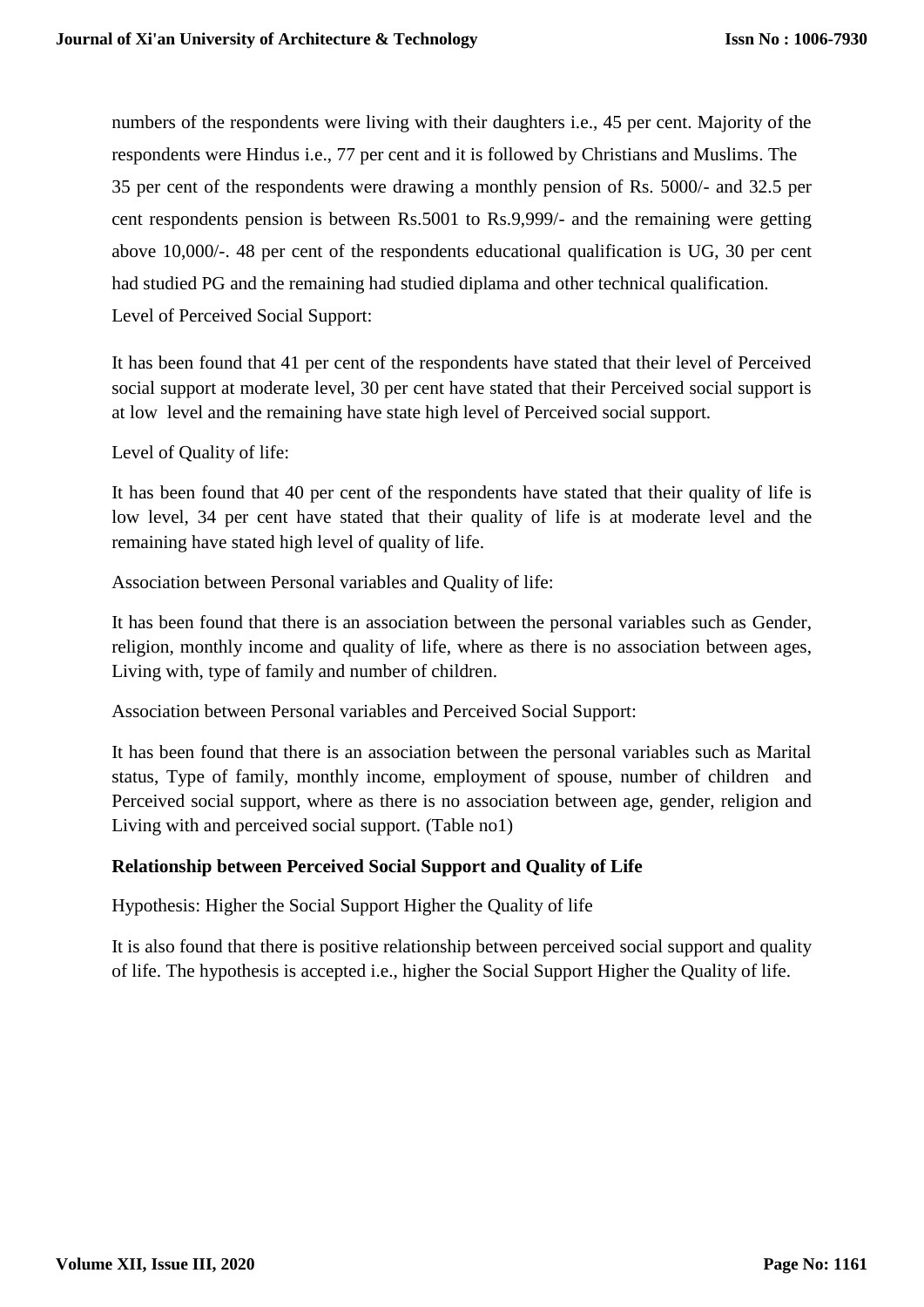numbers of the respondents were living with their daughters i.e., 45 per cent. Majority of the respondents were Hindus i.e., 77 per cent and it is followed by Christians and Muslims. The 35 per cent of the respondents were drawing a monthly pension of Rs. 5000/- and 32.5 per cent respondents pension is between Rs.5001 to Rs.9,999/- and the remaining were getting above 10,000/-. 48 per cent of the respondents educational qualification is UG, 30 per cent had studied PG and the remaining had studied diplama and other technical qualification.

Level of Perceived Social Support:

It has been found that 41 per cent of the respondents have stated that their level of Perceived social support at moderate level, 30 per cent have stated that their Perceived social support is at low level and the remaining have state high level of Perceived social support.

Level of Quality of life:

It has been found that 40 per cent of the respondents have stated that their quality of life is low level, 34 per cent have stated that their quality of life is at moderate level and the remaining have stated high level of quality of life.

Association between Personal variables and Quality of life:

It has been found that there is an association between the personal variables such as Gender, religion, monthly income and quality of life, where as there is no association between ages, Living with, type of family and number of children.

Association between Personal variables and Perceived Social Support:

It has been found that there is an association between the personal variables such as Marital status, Type of family, monthly income, employment of spouse, number of children and Perceived social support, where as there is no association between age, gender, religion and Living with and perceived social support. (Table no1)

**Relationship between Perceived Social Support and Quality of Life**

Hypothesis: Higher the Social Support Higher the Quality of life

It is also found that there is positive relationship between perceived social support and quality of life. The hypothesis is accepted i.e., higher the Social Support Higher the Quality of life.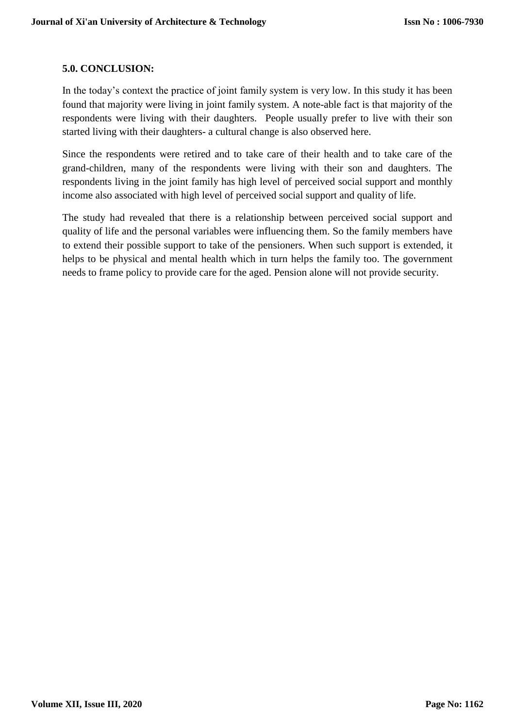## 5.0. CONCLUSION:

In the today's context the practice of joint family system is very low. In this study it has been found that majority were living in joint family system. A note-able fact is that majority of the respondents were living with their daughters. People usually prefer to live with their son started living with their daughters- a cultural change is also observed here.

Since the respondents were retired and to take care of their health and to take care of the grand-children, many of the respondents were living with their son and daughters. The respondents living in the joint family has high level of perceived social support and monthly income also associated with high level of perceived social support and quality of life.

The study had revealed that there is a relationship between perceived social support and quality of life and the personal variables were influencing them. So the family members have to extend their possible support to take of the pensioners. When such support is extended, it helps to be physical and mental health which in turn helps the family too. The government needs to frame policy to provide care for the aged. Pension alone will not provide security.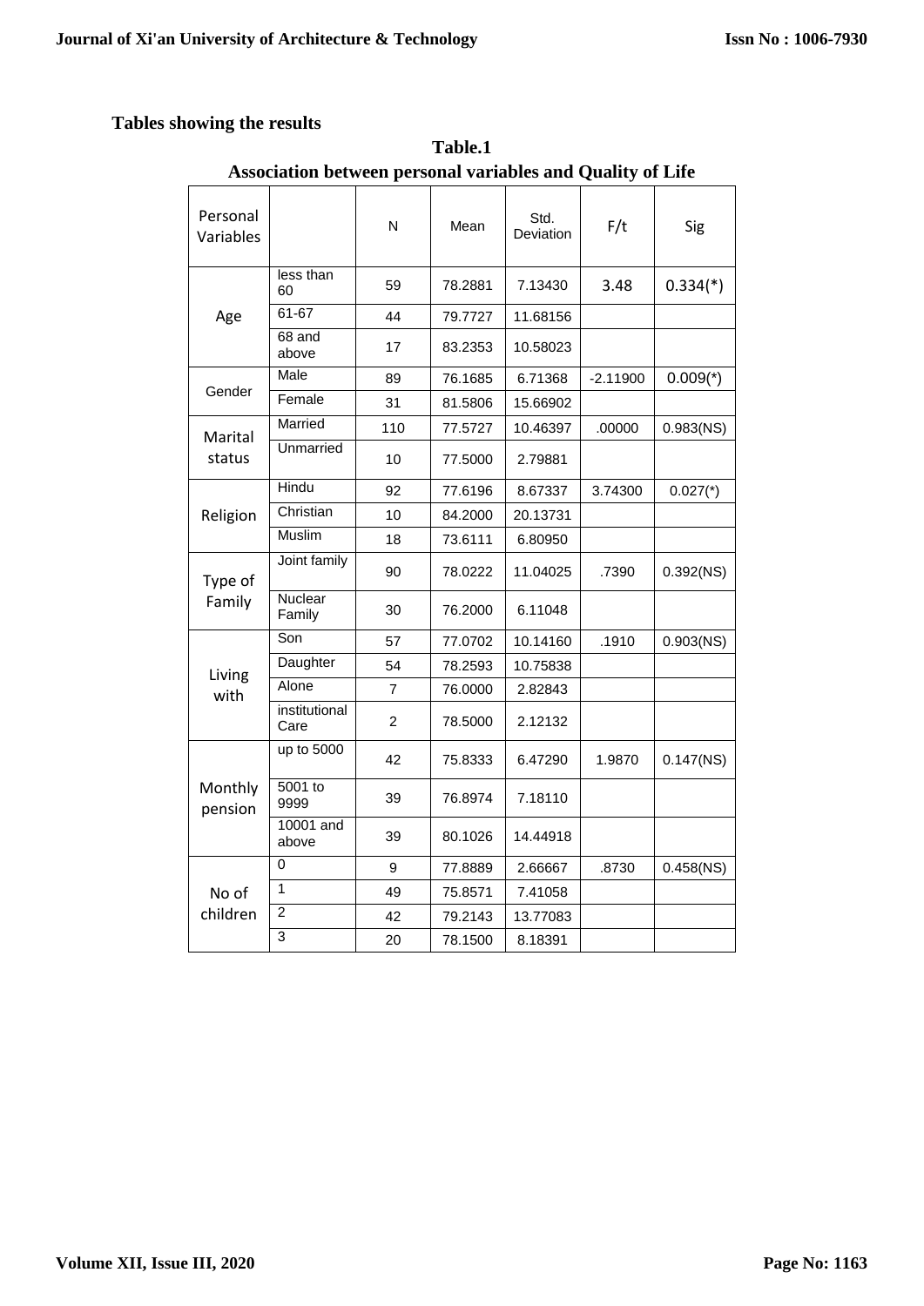**Tables showing the results**

**Table.1**

**Association between personal variables and Quality of Life**

| Personal Variables | | N | Mean | Std. Deviation | F/t | Sig |
|---|---|---|---|---|---|---|
| Age | less than 60 | 59 | 78.2881 | 7.13430 | 3.48 | 0.334(*) |
| | 61-67 | 44 | 79.7727 | 11.68156 | | |
| | 68 and above | 17 | 83.2353 | 10.58023 | | |
| Gender | Male | 89 | 76.1685 | 6.71368 | -2.11900 | 0.009(*) |
| | Female | 31 | 81.5806 | 15.66902 | | |
| Marital status | Married | 110 | 77.5727 | 10.46397 | .00000 | 0.983(NS) |
| | Unmarried | 10 | 77.5000 | 2.79881 | | |
| Religion | Hindu | 92 | 77.6196 | 8.67337 | 3.74300 | 0.027(*) |
| | Christian | 10 | 84.2000 | 20.13731 | | |
| | Muslim | 18 | 73.6111 | 6.80950 | | |
| Type of Family | Joint family | 90 | 78.0222 | 11.04025 | .7390 | 0.392(NS) |
| | Nuclear Family | 30 | 76.2000 | 6.11048 | | |
| Living with | Son | 57 | 77.0702 | 10.14160 | .1910 | 0.903(NS) |
| | Daughter | 54 | 78.2593 | 10.75838 | | |
| | Alone | 7 | 76.0000 | 2.82843 | | |
| | institutional Care | 2 | 78.5000 | 2.12132 | | |
| Monthly pension | up to 5000 | 42 | 75.8333 | 6.47290 | 1.9870 | 0.147(NS) |
| | 5001 to 9999 | 39 | 76.8974 | 7.18110 | | |
| | 10001 and above | 39 | 80.1026 | 14.44918 | | |
| No of children | 0 | 9 | 77.8889 | 2.66667 | .8730 | 0.458(NS) |
| | 1 | 49 | 75.8571 | 7.41058 | | |
| | 2 | 42 | 79.2143 | 13.77083 | | |
| | 3 | 20 | 78.1500 | 8.18391 | | |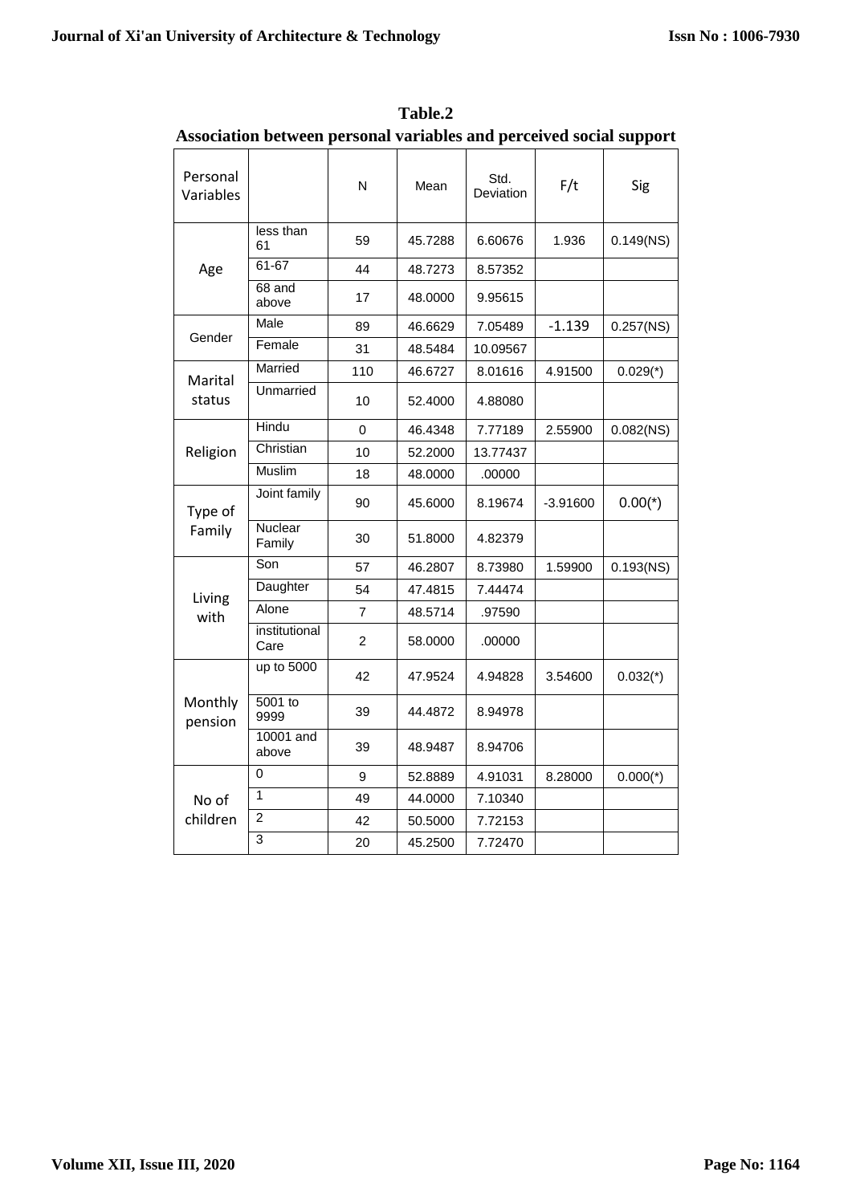**Table.2**

**Association between personal variables and perceived social support**

| Personal Variables | | N | Mean | Std. Deviation | F/t | Sig |
|---|---|---|---|---|---|---|
| Age | less than 61 | 59 | 45.7288 | 6.60676 | 1.936 | 0.149(NS) |
| | 61-67 | 44 | 48.7273 | 8.57352 | | |
| | 68 and above | 17 | 48.0000 | 9.95615 | | |
| Gender | Male | 89 | 46.6629 | 7.05489 | -1.139 | 0.257(NS) |
| | Female | 31 | 48.5484 | 10.09567 | | |
| Marital status | Married | 110 | 46.6727 | 8.01616 | 4.91500 | 0.029(*) |
| | Unmarried | 10 | 52.4000 | 4.88080 | | |
| Religion | Hindu | 0 | 46.4348 | 7.77189 | 2.55900 | 0.082(NS) |
| | Christian | 10 | 52.2000 | 13.77437 | | |
| | Muslim | 18 | 48.0000 | .00000 | | |
| Type of Family | Joint family | 90 | 45.6000 | 8.19674 | -3.91600 | 0.00(*) |
| | Nuclear Family | 30 | 51.8000 | 4.82379 | | |
| Living with | Son | 57 | 46.2807 | 8.73980 | 1.59900 | 0.193(NS) |
| | Daughter | 54 | 47.4815 | 7.44474 | | |
| | Alone | 7 | 48.5714 | .97590 | | |
| | institutional Care | 2 | 58.0000 | .00000 | | |
| Monthly pension | up to 5000 | 42 | 47.9524 | 4.94828 | 3.54600 | 0.032(*) |
| | 5001 to 9999 | 39 | 44.4872 | 8.94978 | | |
| | 10001 and above | 39 | 48.9487 | 8.94706 | | |
| No of children | 0 | 9 | 52.8889 | 4.91031 | 8.28000 | 0.000(*) |
| | 1 | 49 | 44.0000 | 7.10340 | | |
| | 2 | 42 | 50.5000 | 7.72153 | | |
| | 3 | 20 | 45.2500 | 7.72470 | | |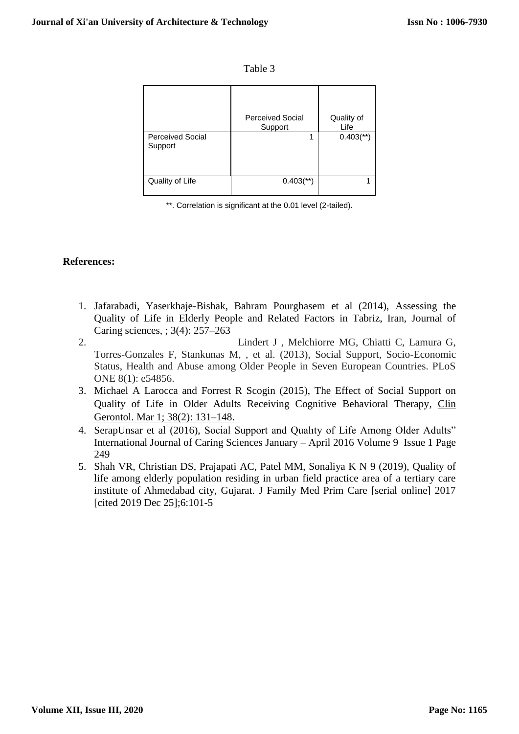Table 3

| | Perceived Social Support | Quality of Life |
|---|---|---|
| Perceived Social Support | 1 | 0.403(**) |
| Quality of Life | 0.403(**) | 1 |

**. Correlation is significant at the 0.01 level (2-tailed).

**References:**

1. Jafarabadi, Yaserkhaje-Bishak, Bahram Pourghasem et al (2014), Assessing the Quality of Life in Elderly People and Related Factors in Tabriz, Iran, Journal of Caring sciences, ; 3(4): 257–263
2. Lindert J , Melchiorre MG, Chiatti C, Lamura G, Torres-Gonzales F, Stankunas M, , et al. (2013), Social Support, Socio-Economic Status, Health and Abuse among Older People in Seven European Countries. PLoS ONE 8(1): e54856.
3. Michael A Larocca and Forrest R Scogin (2015), The Effect of Social Support on Quality of Life in Older Adults Receiving Cognitive Behavioral Therapy, Clin Gerontol. Mar 1; 38(2): 131–148.
4. SerapUnsar et al (2016), Social Support and Qualıty of Life Among Older Adults" International Journal of Caring Sciences January – April 2016 Volume 9 Issue 1 Page 249
5. Shah VR, Christian DS, Prajapati AC, Patel MM, Sonaliya K N 9 (2019), Quality of life among elderly population residing in urban field practice area of a tertiary care institute of Ahmedabad city, Gujarat. J Family Med Prim Care [serial online] 2017 [cited 2019 Dec 25];6:101-5